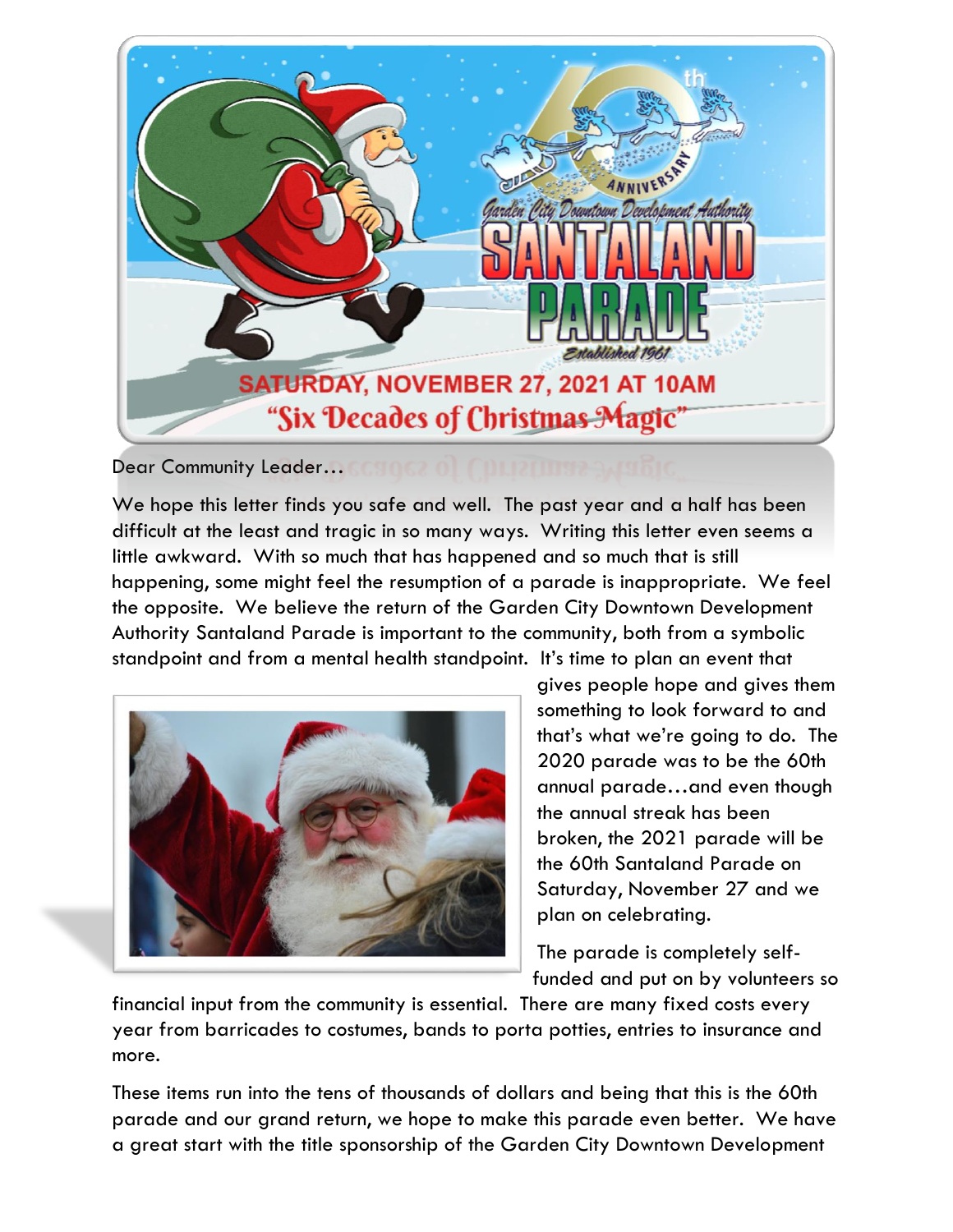Garden City Downtown Development Authority

# SANTALAND PARADE

60th ANNIVERSARY

Established 1961

**SATURDAY, NOVEMBER 27, 2021 AT 10AM**

*"Six Decades of Christmas Magic"*

Dear Community Leader…

We hope this letter finds you safe and well. The past year and a half has been difficult at the least and tragic in so many ways. Writing this letter even seems a little awkward. With so much that has happened and so much that is still happening, some might feel the resumption of a parade is inappropriate. We feel the opposite. We believe the return of the Garden City Downtown Development Authority Santaland Parade is important to the community, both from a symbolic standpoint and from a mental health standpoint. It's time to plan an event that gives people hope and gives them something to look forward to and that's what we're going to do. The 2020 parade was to be the 60th annual parade…and even though the annual streak has been broken, the 2021 parade will be the 60th Santaland Parade on Saturday, November 27 and we plan on celebrating.

The parade is completely self-funded and put on by volunteers so financial input from the community is essential. There are many fixed costs every year from barricades to costumes, bands to porta potties, entries to insurance and more.

These items run into the tens of thousands of dollars and being that this is the 60th parade and our grand return, we hope to make this parade even better. We have a great start with the title sponsorship of the Garden City Downtown Development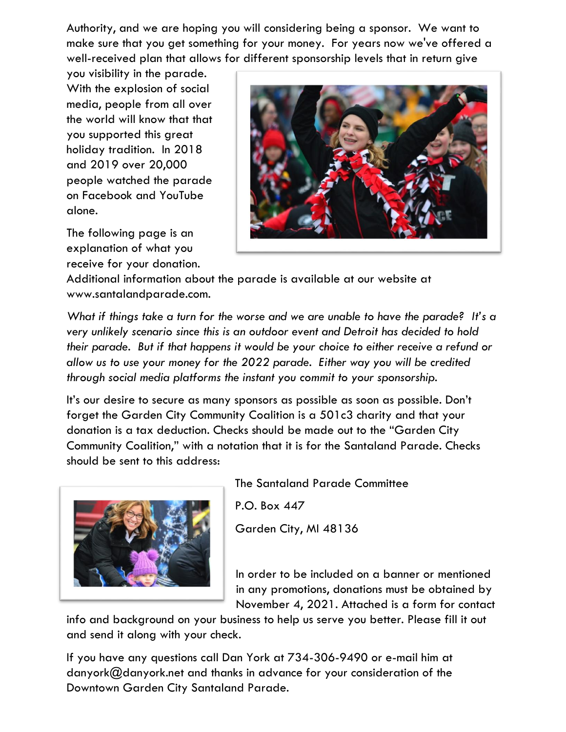Authority, and we are hoping you will considering being a sponsor. We want to make sure that you get something for your money. For years now we've offered a well-received plan that allows for different sponsorship levels that in return give you visibility in the parade. With the explosion of social media, people from all over the world will know that that you supported this great holiday tradition. In 2018 and 2019 over 20,000 people watched the parade on Facebook and YouTube alone.

The following page is an explanation of what you receive for your donation. Additional information about the parade is available at our website at www.santalandparade.com.

*What if things take a turn for the worse and we are unable to have the parade? It's a very unlikely scenario since this is an outdoor event and Detroit has decided to hold their parade. But if that happens it would be your choice to either receive a refund or allow us to use your money for the 2022 parade. Either way you will be credited through social media platforms the instant you commit to your sponsorship.*

It's our desire to secure as many sponsors as possible as soon as possible. Don't forget the Garden City Community Coalition is a 501c3 charity and that your donation is a tax deduction. Checks should be made out to the "Garden City Community Coalition," with a notation that it is for the Santaland Parade. Checks should be sent to this address:

The Santaland Parade Committee

P.O. Box 447

Garden City, MI 48136

In order to be included on a banner or mentioned in any promotions, donations must be obtained by November 4, 2021. Attached is a form for contact info and background on your business to help us serve you better. Please fill it out and send it along with your check.

If you have any questions call Dan York at 734-306-9490 or e-mail him at danyork@danyork.net and thanks in advance for your consideration of the Downtown Garden City Santaland Parade.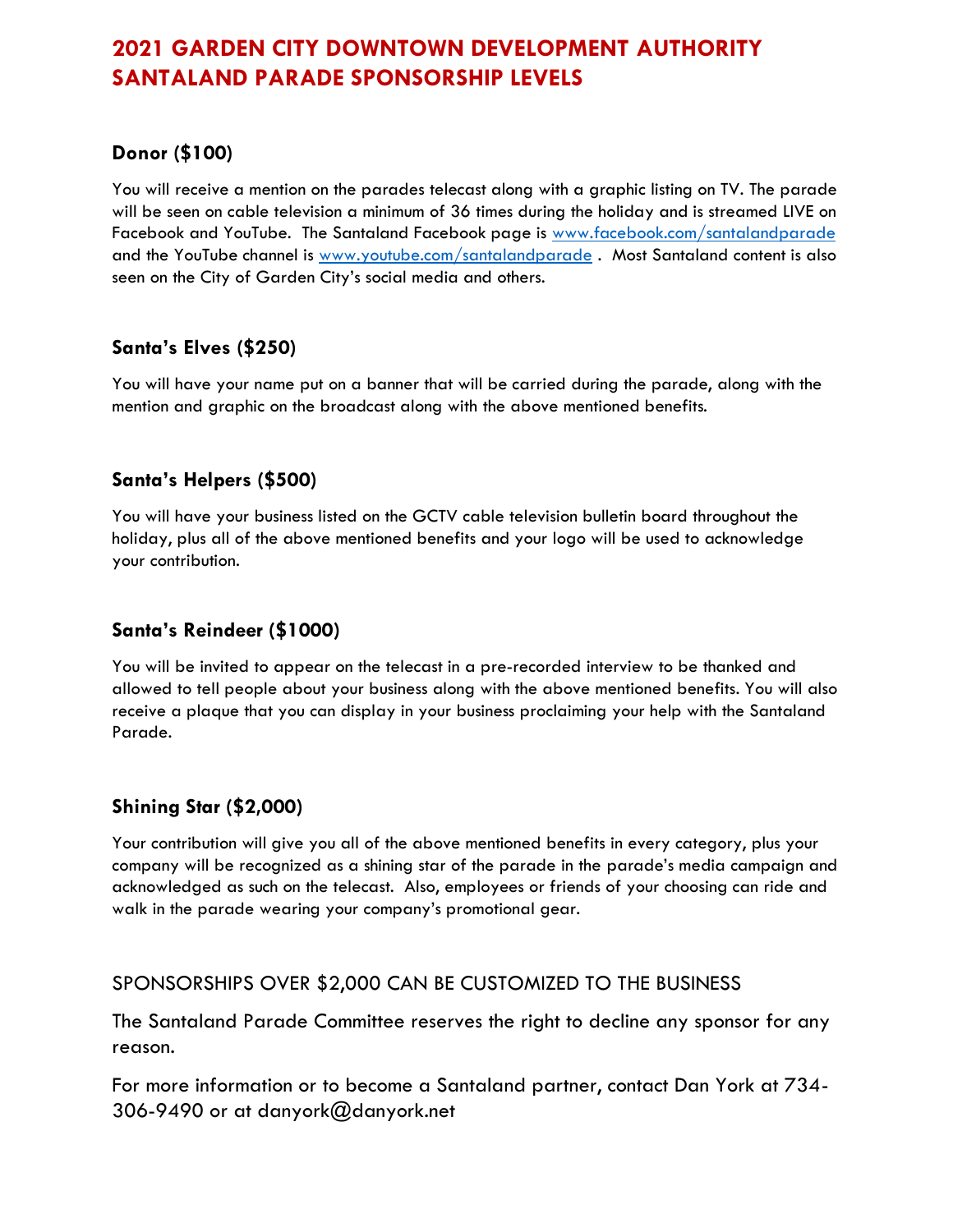# 2021 GARDEN CITY DOWNTOWN DEVELOPMENT AUTHORITY SANTALAND PARADE SPONSORSHIP LEVELS

### Donor ($100)

You will receive a mention on the parades telecast along with a graphic listing on TV. The parade will be seen on cable television a minimum of 36 times during the holiday and is streamed LIVE on Facebook and YouTube. The Santaland Facebook page is www.facebook.com/santalandparade and the YouTube channel is www.youtube.com/santalandparade . Most Santaland content is also seen on the City of Garden City's social media and others.

### Santa's Elves ($250)

You will have your name put on a banner that will be carried during the parade, along with the mention and graphic on the broadcast along with the above mentioned benefits.

### Santa's Helpers ($500)

You will have your business listed on the GCTV cable television bulletin board throughout the holiday, plus all of the above mentioned benefits and your logo will be used to acknowledge your contribution.

### Santa's Reindeer ($1000)

You will be invited to appear on the telecast in a pre-recorded interview to be thanked and allowed to tell people about your business along with the above mentioned benefits. You will also receive a plaque that you can display in your business proclaiming your help with the Santaland Parade.

### Shining Star ($2,000)

Your contribution will give you all of the above mentioned benefits in every category, plus your company will be recognized as a shining star of the parade in the parade's media campaign and acknowledged as such on the telecast. Also, employees or friends of your choosing can ride and walk in the parade wearing your company's promotional gear.

SPONSORSHIPS OVER $2,000 CAN BE CUSTOMIZED TO THE BUSINESS

The Santaland Parade Committee reserves the right to decline any sponsor for any reason.

For more information or to become a Santaland partner, contact Dan York at 734-306-9490 or at danyork@danyork.net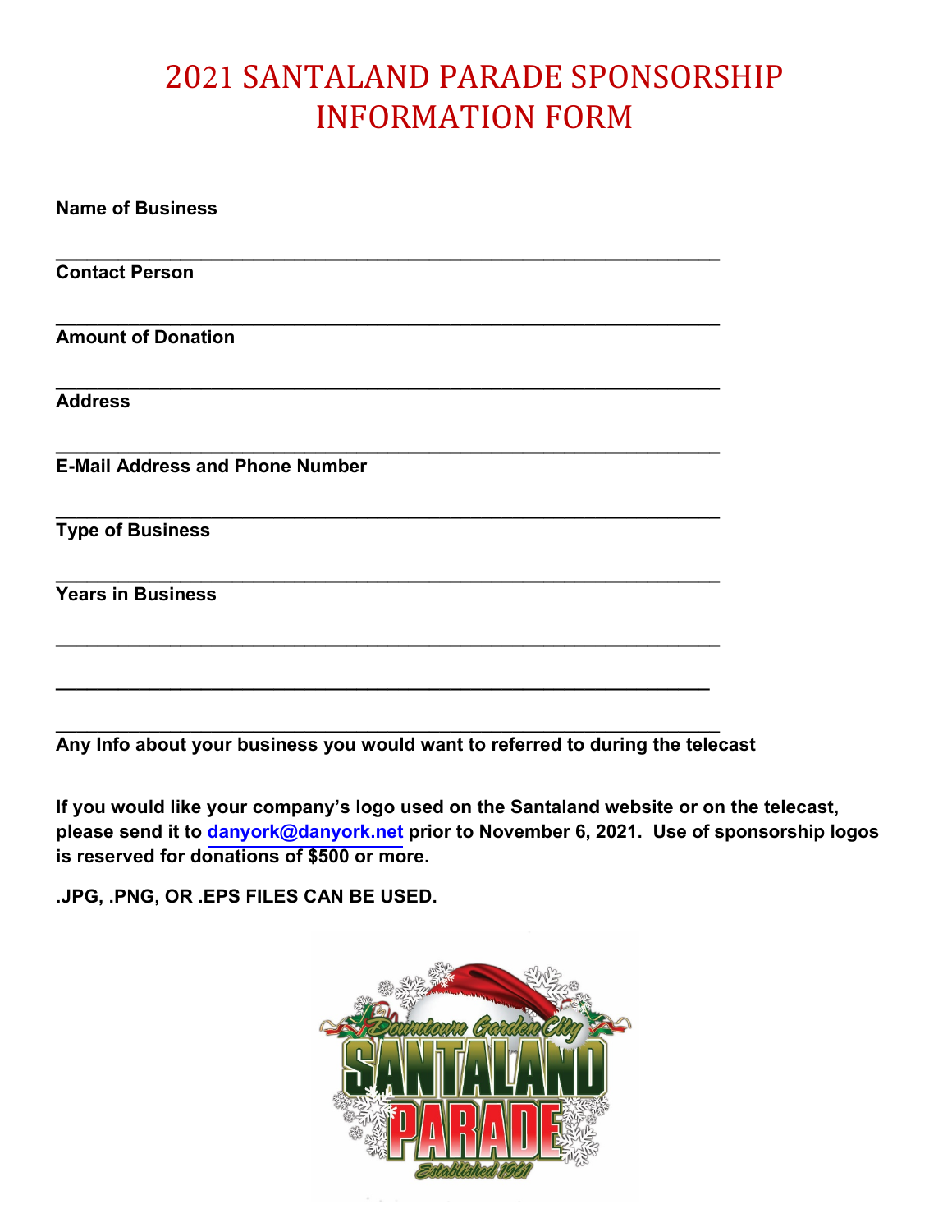# 2021 SANTALAND PARADE SPONSORSHIP INFORMATION FORM

**Name of Business**

\_\_\_\_\_\_\_\_\_\_\_\_\_\_\_\_\_\_\_\_\_\_\_\_\_\_\_\_\_\_\_\_\_\_\_\_\_\_\_\_\_\_\_\_\_\_\_\_\_\_\_\_\_\_\_\_\_\_\_\_

**Contact Person**

\_\_\_\_\_\_\_\_\_\_\_\_\_\_\_\_\_\_\_\_\_\_\_\_\_\_\_\_\_\_\_\_\_\_\_\_\_\_\_\_\_\_\_\_\_\_\_\_\_\_\_\_\_\_\_\_\_\_\_\_

**Amount of Donation**

\_\_\_\_\_\_\_\_\_\_\_\_\_\_\_\_\_\_\_\_\_\_\_\_\_\_\_\_\_\_\_\_\_\_\_\_\_\_\_\_\_\_\_\_\_\_\_\_\_\_\_\_\_\_\_\_\_\_\_\_

**Address**

\_\_\_\_\_\_\_\_\_\_\_\_\_\_\_\_\_\_\_\_\_\_\_\_\_\_\_\_\_\_\_\_\_\_\_\_\_\_\_\_\_\_\_\_\_\_\_\_\_\_\_\_\_\_\_\_\_\_\_\_

**E-Mail Address and Phone Number**

\_\_\_\_\_\_\_\_\_\_\_\_\_\_\_\_\_\_\_\_\_\_\_\_\_\_\_\_\_\_\_\_\_\_\_\_\_\_\_\_\_\_\_\_\_\_\_\_\_\_\_\_\_\_\_\_\_\_\_\_

**Type of Business**

\_\_\_\_\_\_\_\_\_\_\_\_\_\_\_\_\_\_\_\_\_\_\_\_\_\_\_\_\_\_\_\_\_\_\_\_\_\_\_\_\_\_\_\_\_\_\_\_\_\_\_\_\_\_\_\_\_\_\_\_

**Years in Business**

\_\_\_\_\_\_\_\_\_\_\_\_\_\_\_\_\_\_\_\_\_\_\_\_\_\_\_\_\_\_\_\_\_\_\_\_\_\_\_\_\_\_\_\_\_\_\_\_\_\_\_\_\_\_\_\_\_\_\_\_

\_\_\_\_\_\_\_\_\_\_\_\_\_\_\_\_\_\_\_\_\_\_\_\_\_\_\_\_\_\_\_\_\_\_\_\_\_\_\_\_\_\_\_\_\_\_\_\_\_\_\_\_\_\_\_\_\_\_\_

\_\_\_\_\_\_\_\_\_\_\_\_\_\_\_\_\_\_\_\_\_\_\_\_\_\_\_\_\_\_\_\_\_\_\_\_\_\_\_\_\_\_\_\_\_\_\_\_\_\_\_\_\_\_\_\_\_\_\_\_

**Any Info about your business you would want to referred to during the telecast**

**If you would like your company's logo used on the Santaland website or on the telecast, please send it to danyork@danyork.net prior to November 6, 2021. Use of sponsorship logos is reserved for donations of $500 or more.**

**.JPG, .PNG, OR .EPS FILES CAN BE USED.**

Downtown Garden City
SANTALAND
PARADE
Established 1961